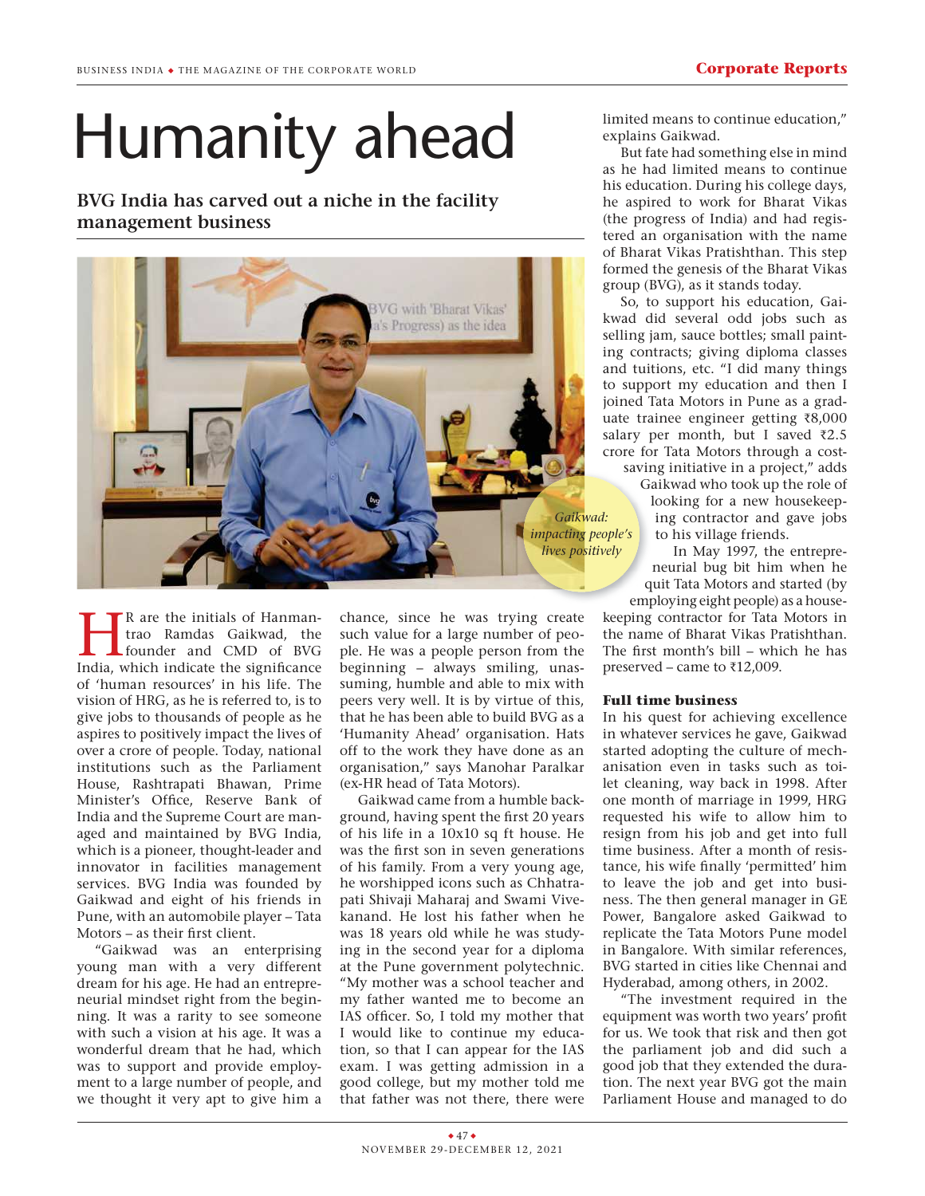# Humanity ahead

**BVG India has carved out a niche in the facility management business**

*Gaikwad: impacting people's lives positively*

HR are the initials of Hanmantrao Ramdas Gaikwad, the founder and CMD of BVG India, which indicate the significance of 'human resources' in his life. The vision of HRG, as he is referred to, is to give jobs to thousands of people as he aspires to positively impact the lives of over a crore of people. Today, national institutions such as the Parliament House, Rashtrapati Bhawan, Prime Minister's Office, Reserve Bank of India and the Supreme Court are managed and maintained by BVG India, which is a pioneer, thought-leader and innovator in facilities management services. BVG India was founded by Gaikwad and eight of his friends in Pune, with an automobile player – Tata Motors – as their first client.

"Gaikwad was an enterprising young man with a very different dream for his age. He had an entrepreneurial mindset right from the beginning. It was a rarity to see someone with such a vision at his age. It was a wonderful dream that he had, which was to support and provide employment to a large number of people, and we thought it very apt to give him a chance, since he was trying create such value for a large number of people. He was a people person from the beginning – always smiling, unassuming, humble and able to mix with peers very well. It is by virtue of this, that he has been able to build BVG as a 'Humanity Ahead' organisation. Hats off to the work they have done as an organisation," says Manohar Paralkar (ex-HR head of Tata Motors).

Gaikwad came from a humble background, having spent the first 20 years of his life in a 10x10 sq ft house. He was the first son in seven generations of his family. From a very young age, he worshipped icons such as Chhatrapati Shivaji Maharaj and Swami Vivekanand. He lost his father when he was 18 years old while he was studying in the second year for a diploma at the Pune government polytechnic. "My mother was a school teacher and my father wanted me to become an IAS officer. So, I told my mother that I would like to continue my education, so that I can appear for the IAS exam. I was getting admission in a good college, but my mother told me that father was not there, there were limited means to continue education," explains Gaikwad.

But fate had something else in mind as he had limited means to continue his education. During his college days, he aspired to work for Bharat Vikas (the progress of India) and had registered an organisation with the name of Bharat Vikas Pratishthan. This step formed the genesis of the Bharat Vikas group (BVG), as it stands today.

So, to support his education, Gaikwad did several odd jobs such as selling jam, sauce bottles; small painting contracts; giving diploma classes and tuitions, etc. "I did many things to support my education and then I joined Tata Motors in Pune as a graduate trainee engineer getting ₹8,000 salary per month, but I saved ₹2.5 crore for Tata Motors through a cost-saving initiative in a project," adds Gaikwad who took up the role of looking for a new housekeeping contractor and gave jobs to his village friends.

In May 1997, the entrepreneurial bug bit him when he quit Tata Motors and started (by employing eight people) as a housekeeping contractor for Tata Motors in the name of Bharat Vikas Pratishthan. The first month's bill – which he has preserved – came to ₹12,009.

### Full time business

In his quest for achieving excellence in whatever services he gave, Gaikwad started adopting the culture of mechanisation even in tasks such as toilet cleaning, way back in 1998. After one month of marriage in 1999, HRG requested his wife to allow him to resign from his job and get into full time business. After a month of resistance, his wife finally 'permitted' him to leave the job and get into business. The then general manager in GE Power, Bangalore asked Gaikwad to replicate the Tata Motors Pune model in Bangalore. With similar references, BVG started in cities like Chennai and Hyderabad, among others, in 2002.

"The investment required in the equipment was worth two years' profit for us. We took that risk and then got the parliament job and did such a good job that they extended the duration. The next year BVG got the main Parliament House and managed to do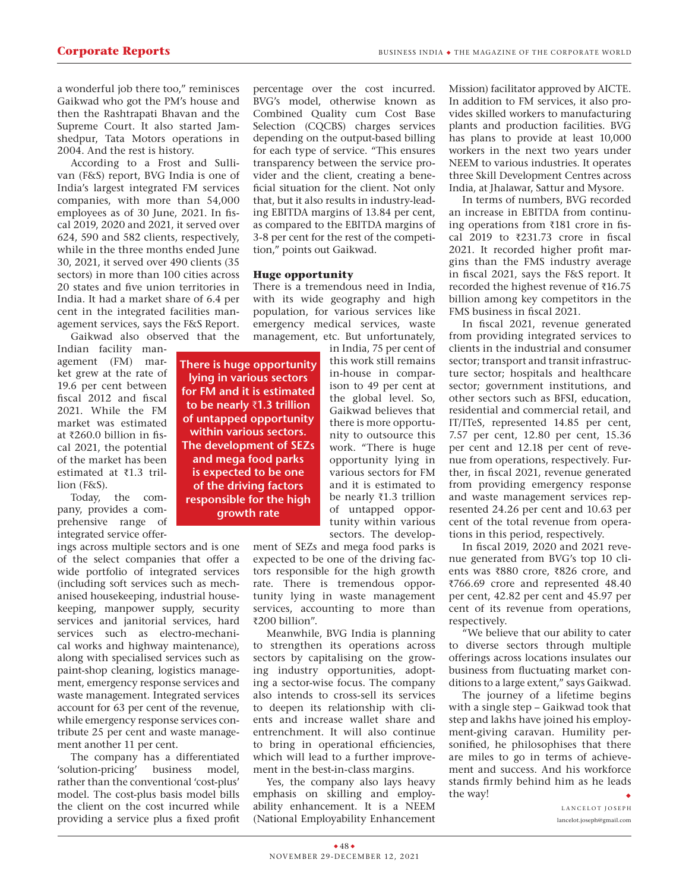a wonderful job there too," reminisces Gaikwad who got the PM's house and then the Rashtrapati Bhavan and the Supreme Court. It also started Jamshedpur, Tata Motors operations in 2004. And the rest is history.

According to a Frost and Sullivan (F&S) report, BVG India is one of India's largest integrated FM services companies, with more than 54,000 employees as of 30 June, 2021. In fiscal 2019, 2020 and 2021, it served over 624, 590 and 582 clients, respectively, while in the three months ended June 30, 2021, it served over 490 clients (35 sectors) in more than 100 cities across 20 states and five union territories in India. It had a market share of 6.4 per cent in the integrated facilities management services, says the F&S Report.

Gaikwad also observed that the Indian facility management (FM) market grew at the rate of 19.6 per cent between fiscal 2012 and fiscal 2021. While the FM market was estimated at ₹260.0 billion in fiscal 2021, the potential of the market has been estimated at ₹1.3 trillion (F&S).

Today, the company, provides a comprehensive range of integrated service offerings across multiple sectors and is one of the select companies that offer a wide portfolio of integrated services (including soft services such as mechanised housekeeping, industrial housekeeping, manpower supply, security services and janitorial services, hard services such as electro-mechanical works and highway maintenance), along with specialised services such as paint-shop cleaning, logistics management, emergency response services and waste management. Integrated services account for 63 per cent of the revenue, while emergency response services contribute 25 per cent and waste management another 11 per cent.

The company has a differentiated 'solution-pricing' business model, rather than the conventional 'cost-plus' model. The cost-plus basis model bills the client on the cost incurred while providing a service plus a fixed profit percentage over the cost incurred. BVG's model, otherwise known as Combined Quality cum Cost Base Selection (CQCBS) charges services depending on the output-based billing for each type of service. "This ensures transparency between the service provider and the client, creating a beneficial situation for the client. Not only that, but it also results in industry-leading EBITDA margins of 13.84 per cent, as compared to the EBITDA margins of 3-8 per cent for the rest of the competition," points out Gaikwad.

## Huge opportunity

There is a tremendous need in India, with its wide geography and high population, for various services like emergency medical services, waste management, etc. But unfortunately, in India, 75 per cent of this work still remains in-house in comparison to 49 per cent at the global level. So, Gaikwad believes that there is more opportunity to outsource this work. "There is huge opportunity lying in various sectors for FM and it is estimated to be nearly ₹1.3 trillion of untapped opportunity within various sectors. The development of SEZs and mega food parks is expected to be one of the driving factors responsible for the high growth rate. There is tremendous opportunity lying in waste management services, accounting to more than ₹200 billion".

> **There is huge opportunity lying in various sectors for FM and it is estimated to be nearly ₹1.3 trillion of untapped opportunity within various sectors. The development of SEZs and mega food parks is expected to be one of the driving factors responsible for the high growth rate**

Meanwhile, BVG India is planning to strengthen its operations across sectors by capitalising on the growing industry opportunities, adopting a sector-wise focus. The company also intends to cross-sell its services to deepen its relationship with clients and increase wallet share and entrenchment. It will also continue to bring in operational efficiencies, which will lead to a further improvement in the best-in-class margins.

Yes, the company also lays heavy emphasis on skilling and employability enhancement. It is a NEEM (National Employability Enhancement Mission) facilitator approved by AICTE. In addition to FM services, it also provides skilled workers to manufacturing plants and production facilities. BVG has plans to provide at least 10,000 workers in the next two years under NEEM to various industries. It operates three Skill Development Centres across India, at Jhalawar, Sattur and Mysore.

In terms of numbers, BVG recorded an increase in EBITDA from continuing operations from ₹181 crore in fiscal 2019 to ₹231.73 crore in fiscal 2021. It recorded higher profit margins than the FMS industry average in fiscal 2021, says the F&S report. It recorded the highest revenue of ₹16.75 billion among key competitors in the FMS business in fiscal 2021.

In fiscal 2021, revenue generated from providing integrated services to clients in the industrial and consumer sector; transport and transit infrastructure sector; hospitals and healthcare sector; government institutions, and other sectors such as BFSI, education, residential and commercial retail, and IT/ITeS, represented 14.85 per cent, 7.57 per cent, 12.80 per cent, 15.36 per cent and 12.18 per cent of revenue from operations, respectively. Further, in fiscal 2021, revenue generated from providing emergency response and waste management services represented 24.26 per cent and 10.63 per cent of the total revenue from operations in this period, respectively.

In fiscal 2019, 2020 and 2021 revenue generated from BVG's top 10 clients was ₹880 crore, ₹826 crore, and ₹766.69 crore and represented 48.40 per cent, 42.82 per cent and 45.97 per cent of its revenue from operations, respectively.

"We believe that our ability to cater to diverse sectors through multiple offerings across locations insulates our business from fluctuating market conditions to a large extent," says Gaikwad.

The journey of a lifetime begins with a single step – Gaikwad took that step and lakhs have joined his employment-giving caravan. Humility personified, he philosophises that there are miles to go in terms of achievement and success. And his workforce stands firmly behind him as he leads the way! ◆

LANCELOT JOSEPH
lancelot.joseph@gmail.com